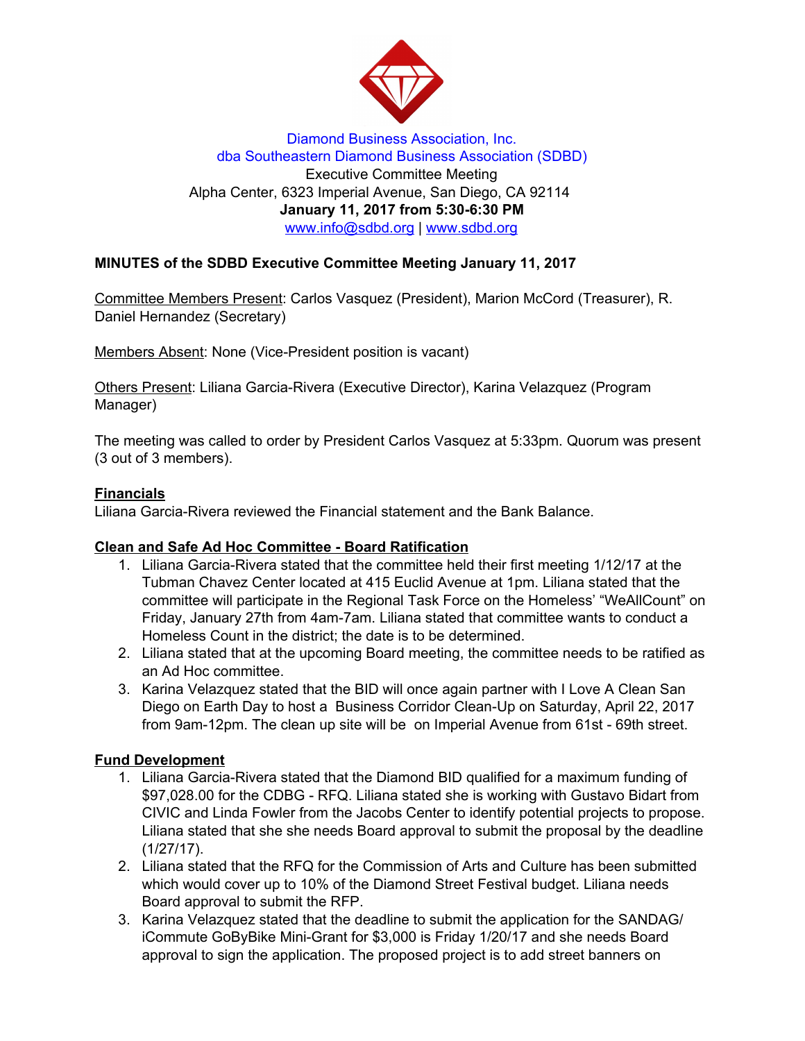Diamond Business Association, Inc.
dba Southeastern Diamond Business Association (SDBD)
Executive Committee Meeting
Alpha Center, 6323 Imperial Avenue, San Diego, CA 92114
**January 11, 2017 from 5:30-6:30 PM**
www.info@sdbd.org | www.sdbd.org

**MINUTES of the SDBD Executive Committee Meeting January 11, 2017**

Committee Members Present: Carlos Vasquez (President), Marion McCord (Treasurer), R. Daniel Hernandez (Secretary)

Members Absent: None (Vice-President position is vacant)

Others Present: Liliana Garcia-Rivera (Executive Director), Karina Velazquez (Program Manager)

The meeting was called to order by President Carlos Vasquez at 5:33pm. Quorum was present (3 out of 3 members).

**Financials**

Liliana Garcia-Rivera reviewed the Financial statement and the Bank Balance.

**Clean and Safe Ad Hoc Committee - Board Ratification**

1. Liliana Garcia-Rivera stated that the committee held their first meeting 1/12/17 at the Tubman Chavez Center located at 415 Euclid Avenue at 1pm. Liliana stated that the committee will participate in the Regional Task Force on the Homeless' "WeAllCount" on Friday, January 27th from 4am-7am. Liliana stated that committee wants to conduct a Homeless Count in the district; the date is to be determined.
2. Liliana stated that at the upcoming Board meeting, the committee needs to be ratified as an Ad Hoc committee.
3. Karina Velazquez stated that the BID will once again partner with I Love A Clean San Diego on Earth Day to host a Business Corridor Clean-Up on Saturday, April 22, 2017 from 9am-12pm. The clean up site will be on Imperial Avenue from 61st - 69th street.

**Fund Development**

1. Liliana Garcia-Rivera stated that the Diamond BID qualified for a maximum funding of $97,028.00 for the CDBG - RFQ. Liliana stated she is working with Gustavo Bidart from CIVIC and Linda Fowler from the Jacobs Center to identify potential projects to propose. Liliana stated that she she needs Board approval to submit the proposal by the deadline (1/27/17).
2. Liliana stated that the RFQ for the Commission of Arts and Culture has been submitted which would cover up to 10% of the Diamond Street Festival budget. Liliana needs Board approval to submit the RFP.
3. Karina Velazquez stated that the deadline to submit the application for the SANDAG/ iCommute GoByBike Mini-Grant for $3,000 is Friday 1/20/17 and she needs Board approval to sign the application. The proposed project is to add street banners on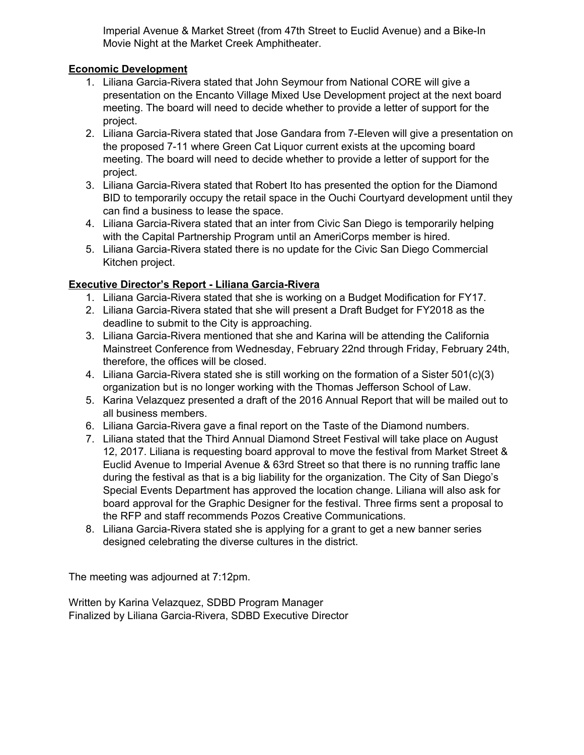Imperial Avenue & Market Street (from 47th Street to Euclid Avenue) and a Bike-In Movie Night at the Market Creek Amphitheater.

**Economic Development**

1. Liliana Garcia-Rivera stated that John Seymour from National CORE will give a presentation on the Encanto Village Mixed Use Development project at the next board meeting. The board will need to decide whether to provide a letter of support for the project.
2. Liliana Garcia-Rivera stated that Jose Gandara from 7-Eleven will give a presentation on the proposed 7-11 where Green Cat Liquor current exists at the upcoming board meeting. The board will need to decide whether to provide a letter of support for the project.
3. Liliana Garcia-Rivera stated that Robert Ito has presented the option for the Diamond BID to temporarily occupy the retail space in the Ouchi Courtyard development until they can find a business to lease the space.
4. Liliana Garcia-Rivera stated that an inter from Civic San Diego is temporarily helping with the Capital Partnership Program until an AmeriCorps member is hired.
5. Liliana Garcia-Rivera stated there is no update for the Civic San Diego Commercial Kitchen project.

**Executive Director's Report - Liliana Garcia-Rivera**

1. Liliana Garcia-Rivera stated that she is working on a Budget Modification for FY17.
2. Liliana Garcia-Rivera stated that she will present a Draft Budget for FY2018 as the deadline to submit to the City is approaching.
3. Liliana Garcia-Rivera mentioned that she and Karina will be attending the California Mainstreet Conference from Wednesday, February 22nd through Friday, February 24th, therefore, the offices will be closed.
4. Liliana Garcia-Rivera stated she is still working on the formation of a Sister 501(c)(3) organization but is no longer working with the Thomas Jefferson School of Law.
5. Karina Velazquez presented a draft of the 2016 Annual Report that will be mailed out to all business members.
6. Liliana Garcia-Rivera gave a final report on the Taste of the Diamond numbers.
7. Liliana stated that the Third Annual Diamond Street Festival will take place on August 12, 2017. Liliana is requesting board approval to move the festival from Market Street & Euclid Avenue to Imperial Avenue & 63rd Street so that there is no running traffic lane during the festival as that is a big liability for the organization. The City of San Diego's Special Events Department has approved the location change. Liliana will also ask for board approval for the Graphic Designer for the festival. Three firms sent a proposal to the RFP and staff recommends Pozos Creative Communications.
8. Liliana Garcia-Rivera stated she is applying for a grant to get a new banner series designed celebrating the diverse cultures in the district.

The meeting was adjourned at 7:12pm.

Written by Karina Velazquez, SDBD Program Manager
Finalized by Liliana Garcia-Rivera, SDBD Executive Director